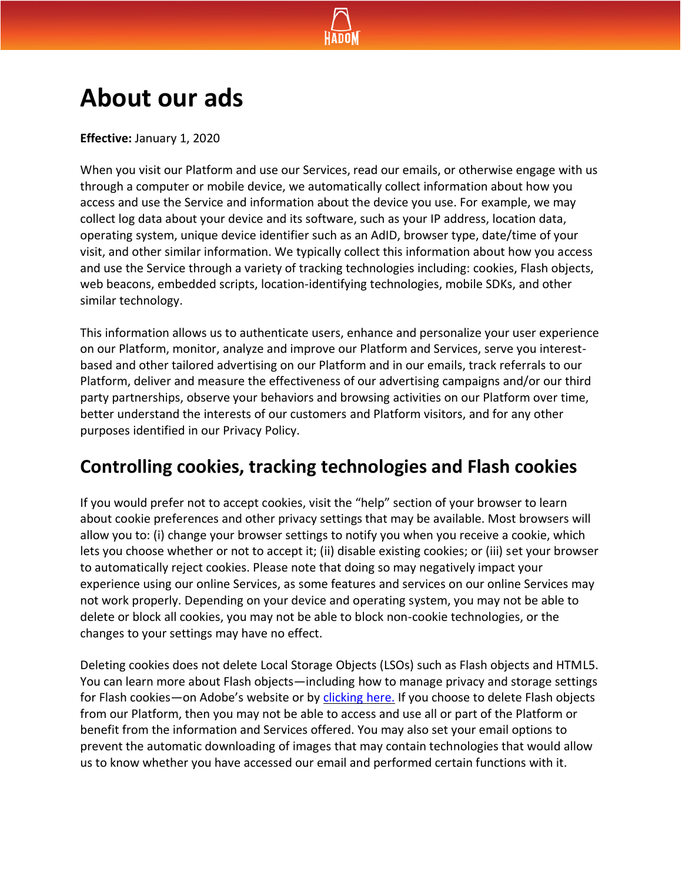# About our ads

**Effective:** January 1, 2020

When you visit our Platform and use our Services, read our emails, or otherwise engage with us through a computer or mobile device, we automatically collect information about how you access and use the Service and information about the device you use. For example, we may collect log data about your device and its software, such as your IP address, location data, operating system, unique device identifier such as an AdID, browser type, date/time of your visit, and other similar information. We typically collect this information about how you access and use the Service through a variety of tracking technologies including: cookies, Flash objects, web beacons, embedded scripts, location-identifying technologies, mobile SDKs, and other similar technology.

This information allows us to authenticate users, enhance and personalize your user experience on our Platform, monitor, analyze and improve our Platform and Services, serve you interest-based and other tailored advertising on our Platform and in our emails, track referrals to our Platform, deliver and measure the effectiveness of our advertising campaigns and/or our third party partnerships, observe your behaviors and browsing activities on our Platform over time, better understand the interests of our customers and Platform visitors, and for any other purposes identified in our Privacy Policy.

## Controlling cookies, tracking technologies and Flash cookies

If you would prefer not to accept cookies, visit the "help" section of your browser to learn about cookie preferences and other privacy settings that may be available. Most browsers will allow you to: (i) change your browser settings to notify you when you receive a cookie, which lets you choose whether or not to accept it; (ii) disable existing cookies; or (iii) set your browser to automatically reject cookies. Please note that doing so may negatively impact your experience using our online Services, as some features and services on our online Services may not work properly. Depending on your device and operating system, you may not be able to delete or block all cookies, you may not be able to block non-cookie technologies, or the changes to your settings may have no effect.

Deleting cookies does not delete Local Storage Objects (LSOs) such as Flash objects and HTML5. You can learn more about Flash objects—including how to manage privacy and storage settings for Flash cookies—on Adobe's website or by clicking here. If you choose to delete Flash objects from our Platform, then you may not be able to access and use all or part of the Platform or benefit from the information and Services offered. You may also set your email options to prevent the automatic downloading of images that may contain technologies that would allow us to know whether you have accessed our email and performed certain functions with it.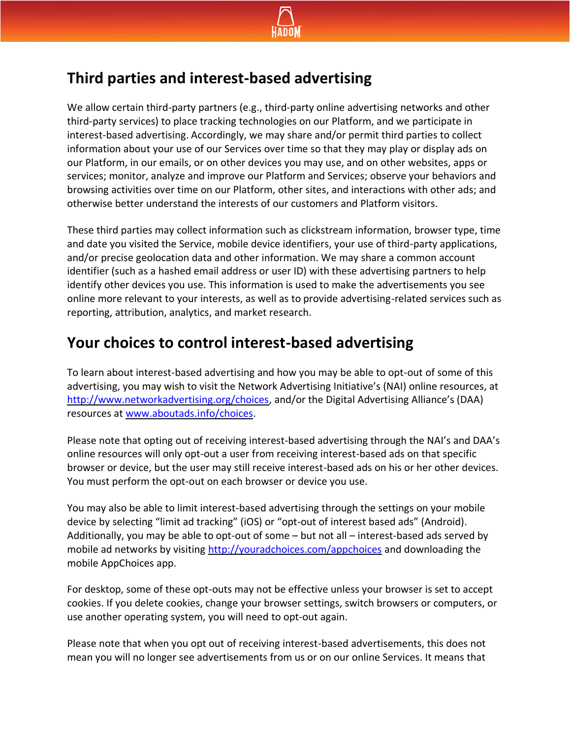## Third parties and interest-based advertising

We allow certain third-party partners (e.g., third-party online advertising networks and other third-party services) to place tracking technologies on our Platform, and we participate in interest-based advertising. Accordingly, we may share and/or permit third parties to collect information about your use of our Services over time so that they may play or display ads on our Platform, in our emails, or on other devices you may use, and on other websites, apps or services; monitor, analyze and improve our Platform and Services; observe your behaviors and browsing activities over time on our Platform, other sites, and interactions with other ads; and otherwise better understand the interests of our customers and Platform visitors.

These third parties may collect information such as clickstream information, browser type, time and date you visited the Service, mobile device identifiers, your use of third-party applications, and/or precise geolocation data and other information. We may share a common account identifier (such as a hashed email address or user ID) with these advertising partners to help identify other devices you use. This information is used to make the advertisements you see online more relevant to your interests, as well as to provide advertising-related services such as reporting, attribution, analytics, and market research.

## Your choices to control interest-based advertising

To learn about interest-based advertising and how you may be able to opt-out of some of this advertising, you may wish to visit the Network Advertising Initiative's (NAI) online resources, at [http://www.networkadvertising.org/choices](http://www.networkadvertising.org/choices), and/or the Digital Advertising Alliance's (DAA) resources at [www.aboutads.info/choices](www.aboutads.info/choices).

Please note that opting out of receiving interest-based advertising through the NAI's and DAA's online resources will only opt-out a user from receiving interest-based ads on that specific browser or device, but the user may still receive interest-based ads on his or her other devices. You must perform the opt-out on each browser or device you use.

You may also be able to limit interest-based advertising through the settings on your mobile device by selecting "limit ad tracking" (iOS) or "opt-out of interest based ads" (Android). Additionally, you may be able to opt-out of some – but not all – interest-based ads served by mobile ad networks by visiting [http://youradchoices.com/appchoices](http://youradchoices.com/appchoices) and downloading the mobile AppChoices app.

For desktop, some of these opt-outs may not be effective unless your browser is set to accept cookies. If you delete cookies, change your browser settings, switch browsers or computers, or use another operating system, you will need to opt-out again.

Please note that when you opt out of receiving interest-based advertisements, this does not mean you will no longer see advertisements from us or on our online Services. It means that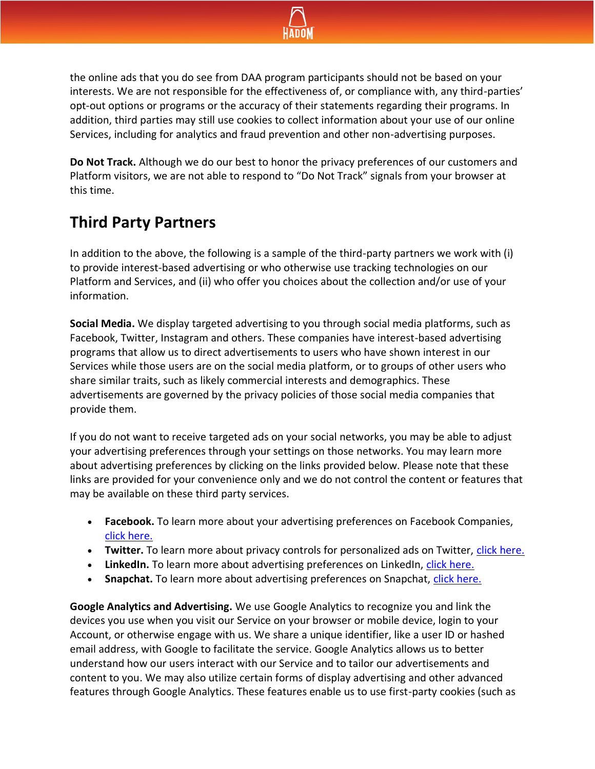the online ads that you do see from DAA program participants should not be based on your interests. We are not responsible for the effectiveness of, or compliance with, any third-parties' opt-out options or programs or the accuracy of their statements regarding their programs. In addition, third parties may still use cookies to collect information about your use of our online Services, including for analytics and fraud prevention and other non-advertising purposes.

**Do Not Track.** Although we do our best to honor the privacy preferences of our customers and Platform visitors, we are not able to respond to "Do Not Track" signals from your browser at this time.

## Third Party Partners

In addition to the above, the following is a sample of the third-party partners we work with (i) to provide interest-based advertising or who otherwise use tracking technologies on our Platform and Services, and (ii) who offer you choices about the collection and/or use of your information.

**Social Media.** We display targeted advertising to you through social media platforms, such as Facebook, Twitter, Instagram and others. These companies have interest-based advertising programs that allow us to direct advertisements to users who have shown interest in our Services while those users are on the social media platform, or to groups of other users who share similar traits, such as likely commercial interests and demographics. These advertisements are governed by the privacy policies of those social media companies that provide them.

If you do not want to receive targeted ads on your social networks, you may be able to adjust your advertising preferences through your settings on those networks. You may learn more about advertising preferences by clicking on the links provided below. Please note that these links are provided for your convenience only and we do not control the content or features that may be available on these third party services.

- **Facebook.** To learn more about your advertising preferences on Facebook Companies, click here.
- **Twitter.** To learn more about privacy controls for personalized ads on Twitter, click here.
- **LinkedIn.** To learn more about advertising preferences on LinkedIn, click here.
- **Snapchat.** To learn more about advertising preferences on Snapchat, click here.

**Google Analytics and Advertising.** We use Google Analytics to recognize you and link the devices you use when you visit our Service on your browser or mobile device, login to your Account, or otherwise engage with us. We share a unique identifier, like a user ID or hashed email address, with Google to facilitate the service. Google Analytics allows us to better understand how our users interact with our Service and to tailor our advertisements and content to you. We may also utilize certain forms of display advertising and other advanced features through Google Analytics. These features enable us to use first-party cookies (such as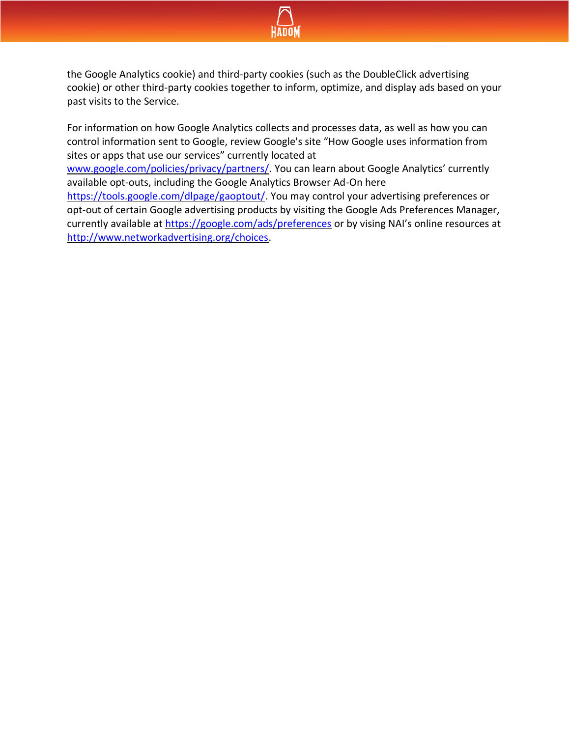the Google Analytics cookie) and third-party cookies (such as the DoubleClick advertising cookie) or other third-party cookies together to inform, optimize, and display ads based on your past visits to the Service.

For information on how Google Analytics collects and processes data, as well as how you can control information sent to Google, review Google's site "How Google uses information from sites or apps that use our services" currently located at [www.google.com/policies/privacy/partners/](www.google.com/policies/privacy/partners/). You can learn about Google Analytics' currently available opt-outs, including the Google Analytics Browser Ad-On here [https://tools.google.com/dlpage/gaoptout/](https://tools.google.com/dlpage/gaoptout/). You may control your advertising preferences or opt-out of certain Google advertising products by visiting the Google Ads Preferences Manager, currently available at [https://google.com/ads/preferences](https://google.com/ads/preferences) or by vising NAI's online resources at [http://www.networkadvertising.org/choices](http://www.networkadvertising.org/choices).